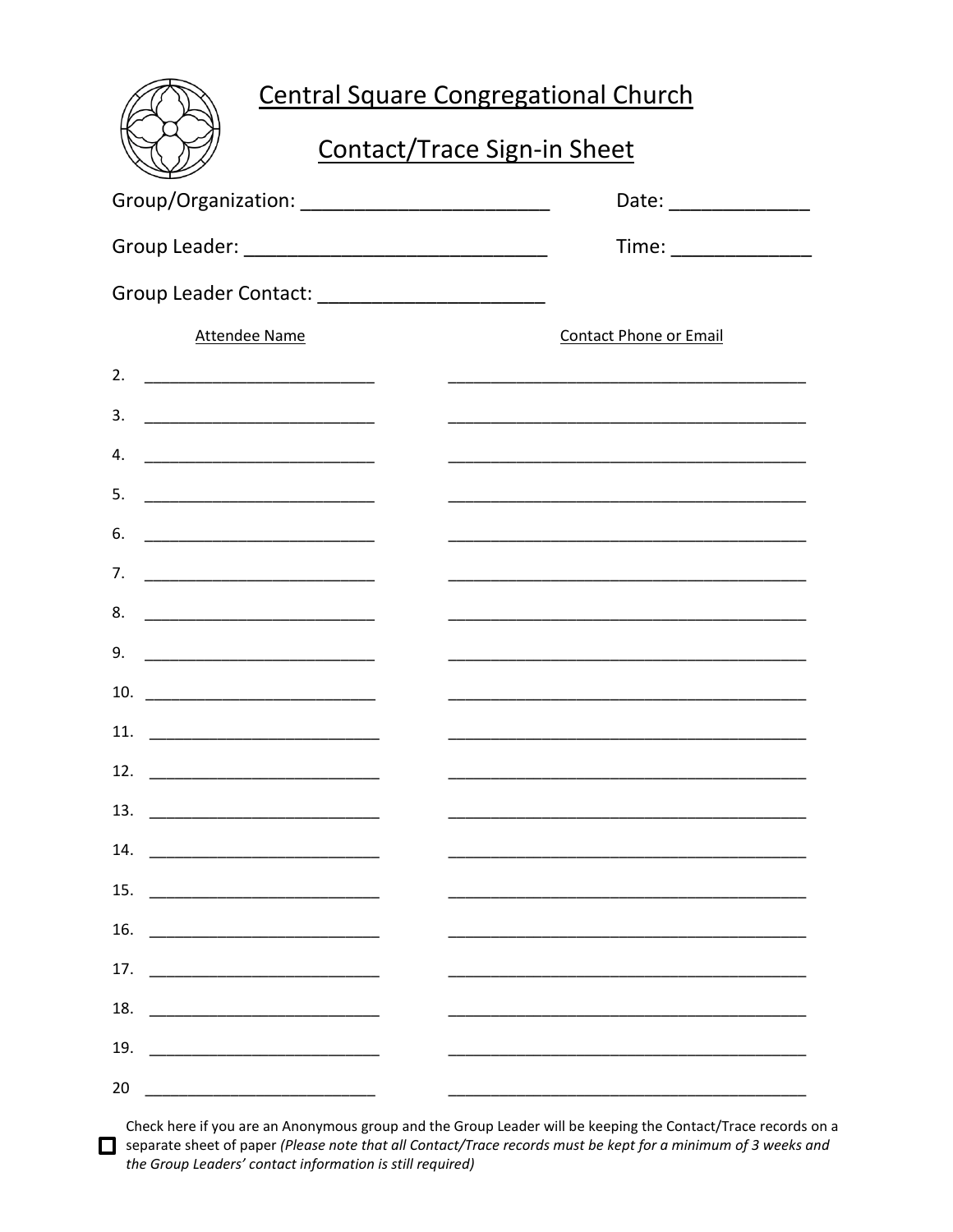# Central Square Congregational Church

## Contact/Trace Sign-in Sheet

Group/Organization: _______________________ Date: _____________

Group Leader: ____________________________ Time: _____________

Group Leader Contact: _____________________

| Attendee Name | Contact Phone or Email |
|---|---|
| 2. _________________________ | _______________________________________ |
| 3. _________________________ | _______________________________________ |
| 4. _________________________ | _______________________________________ |
| 5. _________________________ | _______________________________________ |
| 6. _________________________ | _______________________________________ |
| 7. _________________________ | _______________________________________ |
| 8. _________________________ | _______________________________________ |
| 9. _________________________ | _______________________________________ |
| 10. _________________________ | _______________________________________ |
| 11. _________________________ | _______________________________________ |
| 12. _________________________ | _______________________________________ |
| 13. _________________________ | _______________________________________ |
| 14. _________________________ | _______________________________________ |
| 15. _________________________ | _______________________________________ |
| 16. _________________________ | _______________________________________ |
| 17. _________________________ | _______________________________________ |
| 18. _________________________ | _______________________________________ |
| 19. _________________________ | _______________________________________ |
| 20 _________________________ | _______________________________________ |

☐ Check here if you are an Anonymous group and the Group Leader will be keeping the Contact/Trace records on a separate sheet of paper *(Please note that all Contact/Trace records must be kept for a minimum of 3 weeks and the Group Leaders' contact information is still required)*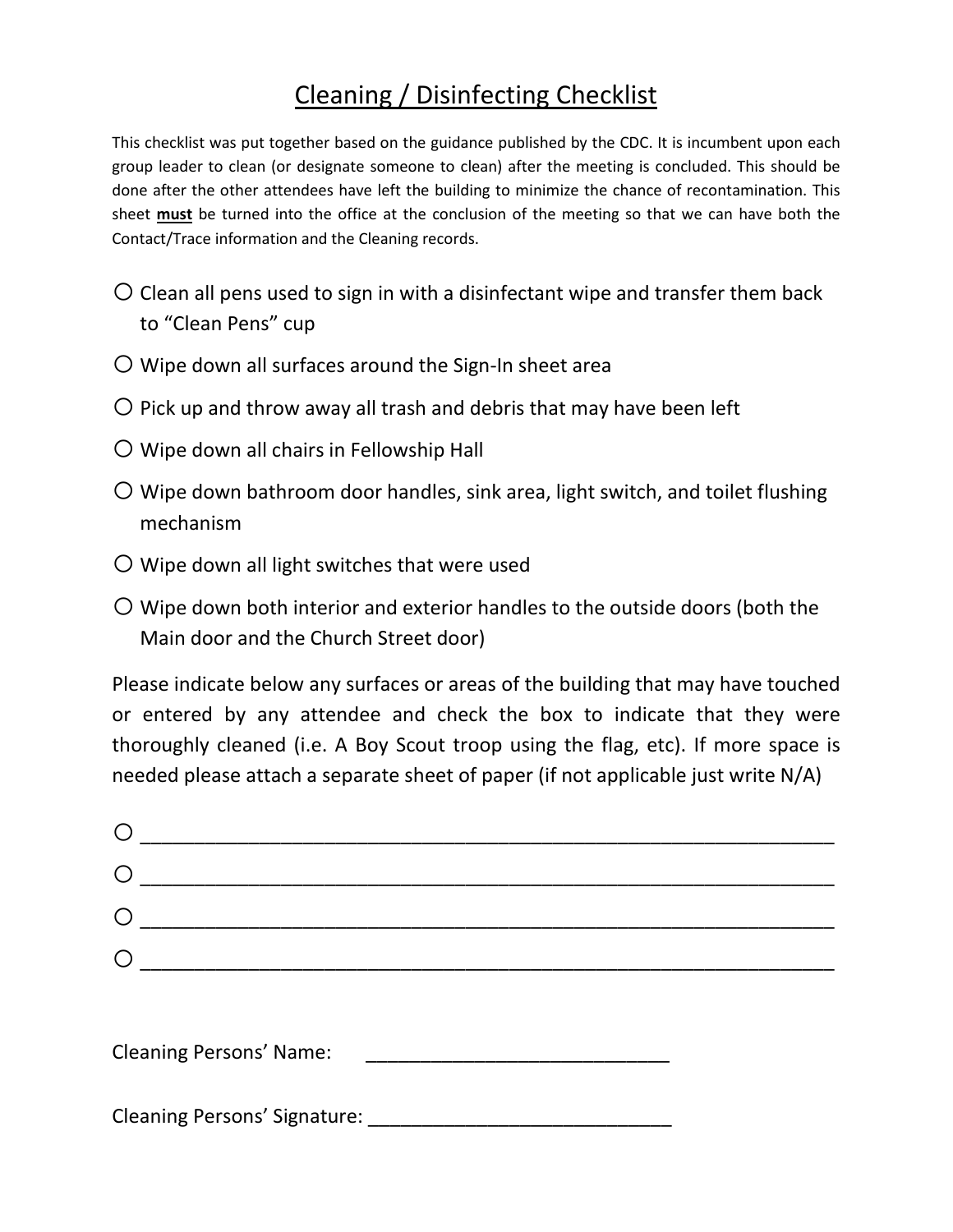# Cleaning / Disinfecting Checklist

This checklist was put together based on the guidance published by the CDC. It is incumbent upon each group leader to clean (or designate someone to clean) after the meeting is concluded. This should be done after the other attendees have left the building to minimize the chance of recontamination. This sheet **must** be turned into the office at the conclusion of the meeting so that we can have both the Contact/Trace information and the Cleaning records.

- ○ Clean all pens used to sign in with a disinfectant wipe and transfer them back to "Clean Pens" cup
- ○ Wipe down all surfaces around the Sign-In sheet area
- ○ Pick up and throw away all trash and debris that may have been left
- ○ Wipe down all chairs in Fellowship Hall
- ○ Wipe down bathroom door handles, sink area, light switch, and toilet flushing mechanism
- ○ Wipe down all light switches that were used
- ○ Wipe down both interior and exterior handles to the outside doors (both the Main door and the Church Street door)

Please indicate below any surfaces or areas of the building that may have touched or entered by any attendee and check the box to indicate that they were thoroughly cleaned (i.e. A Boy Scout troop using the flag, etc). If more space is needed please attach a separate sheet of paper (if not applicable just write N/A)

- ○ ________________________________________________________________
- ○ ________________________________________________________________
- ○ ________________________________________________________________
- ○ ________________________________________________________________

Cleaning Persons' Name: ____________________________

Cleaning Persons' Signature: ____________________________